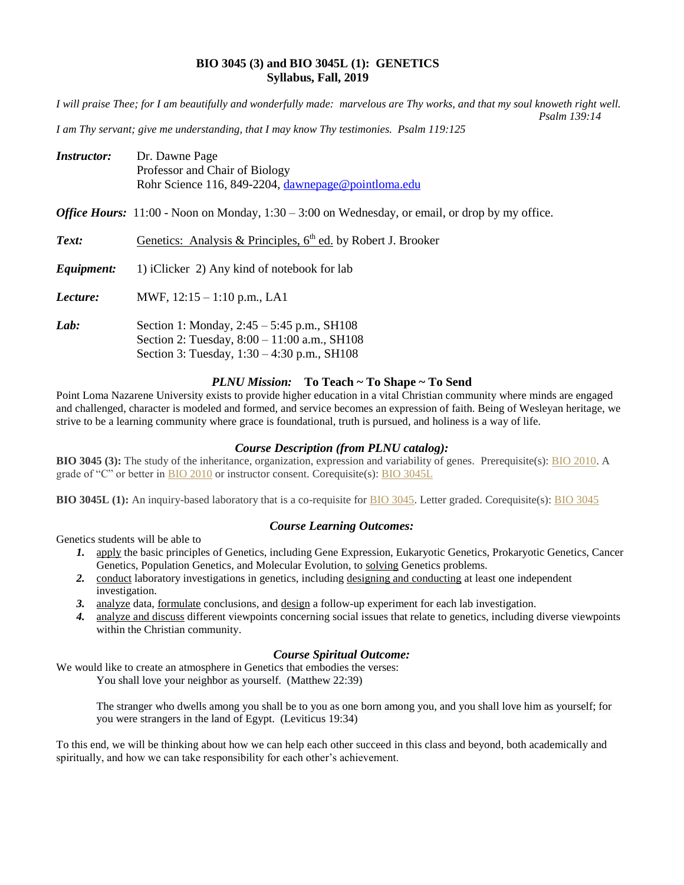# BIO 3045 (3) and BIO 3045L (1): GENETICS
## Syllabus, Fall, 2019

*I will praise Thee; for I am beautifully and wonderfully made: marvelous are Thy works, and that my soul knoweth right well.*
*Psalm 139:14*

*I am Thy servant; give me understanding, that I may know Thy testimonies. Psalm 119:125*

***Instructor:*** Dr. Dawne Page
Professor and Chair of Biology
Rohr Science 116, 849-2204, dawnepage@pointloma.edu

***Office Hours:*** 11:00 - Noon on Monday, 1:30 – 3:00 on Wednesday, or email, or drop by my office.

***Text:*** Genetics: Analysis & Principles, 6th ed. by Robert J. Brooker

***Equipment:*** 1) iClicker 2) Any kind of notebook for lab

***Lecture:*** MWF, 12:15 – 1:10 p.m., LA1

***Lab:*** Section 1: Monday, 2:45 – 5:45 p.m., SH108
Section 2: Tuesday, 8:00 – 11:00 a.m., SH108
Section 3: Tuesday, 1:30 – 4:30 p.m., SH108

### *PLNU Mission:* To Teach ~ To Shape ~ To Send

Point Loma Nazarene University exists to provide higher education in a vital Christian community where minds are engaged and challenged, character is modeled and formed, and service becomes an expression of faith. Being of Wesleyan heritage, we strive to be a learning community where grace is foundational, truth is pursued, and holiness is a way of life.

### *Course Description (from PLNU catalog):*

**BIO 3045 (3):** The study of the inheritance, organization, expression and variability of genes. Prerequisite(s): BIO 2010. A grade of "C" or better in BIO 2010 or instructor consent. Corequisite(s): BIO 3045L

**BIO 3045L (1):** An inquiry-based laboratory that is a co-requisite for BIO 3045. Letter graded. Corequisite(s): BIO 3045

### *Course Learning Outcomes:*

Genetics students will be able to

1. apply the basic principles of Genetics, including Gene Expression, Eukaryotic Genetics, Prokaryotic Genetics, Cancer Genetics, Population Genetics, and Molecular Evolution, to solving Genetics problems.
2. conduct laboratory investigations in genetics, including designing and conducting at least one independent investigation.
3. analyze data, formulate conclusions, and design a follow-up experiment for each lab investigation.
4. analyze and discuss different viewpoints concerning social issues that relate to genetics, including diverse viewpoints within the Christian community.

### *Course Spiritual Outcome:*

We would like to create an atmosphere in Genetics that embodies the verses:

> You shall love your neighbor as yourself. (Matthew 22:39)
>
> The stranger who dwells among you shall be to you as one born among you, and you shall love him as yourself; for you were strangers in the land of Egypt. (Leviticus 19:34)

To this end, we will be thinking about how we can help each other succeed in this class and beyond, both academically and spiritually, and how we can take responsibility for each other's achievement.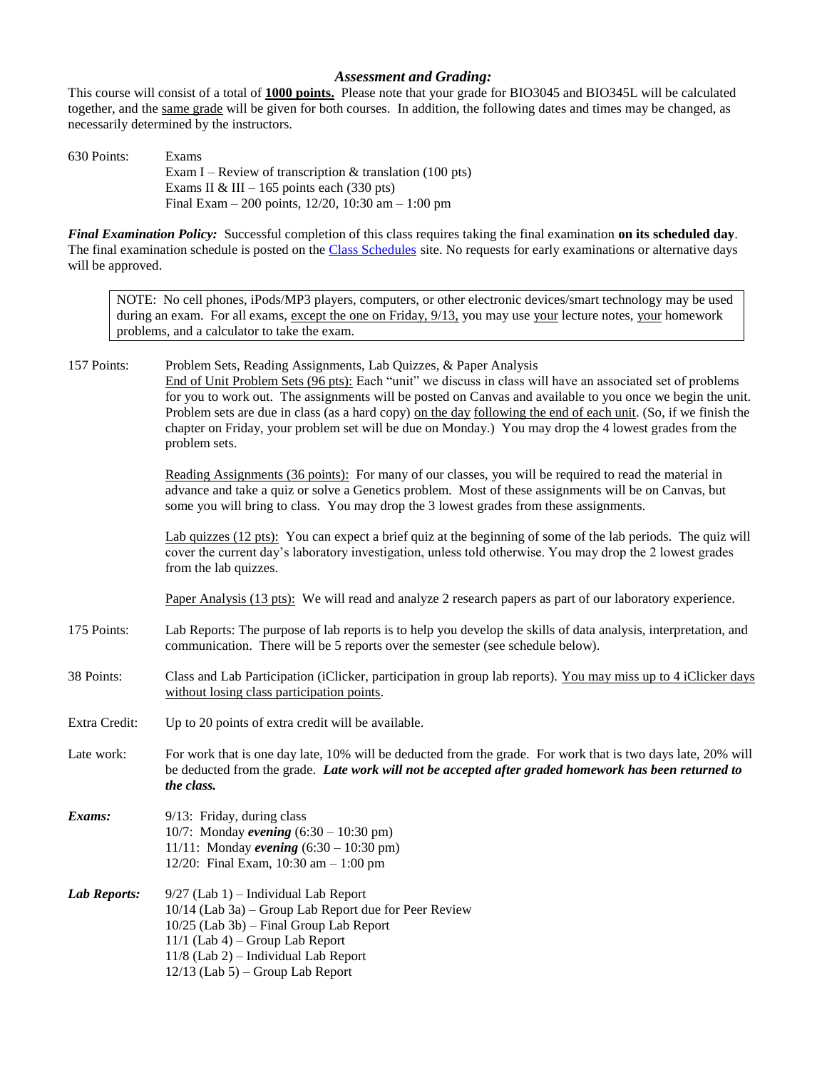### *Assessment and Grading:*

This course will consist of a total of **1000 points.** Please note that your grade for BIO3045 and BIO345L will be calculated together, and the same grade will be given for both courses. In addition, the following dates and times may be changed, as necessarily determined by the instructors.

630 Points: Exams

- Exam I – Review of transcription & translation (100 pts)
- Exams II & III – 165 points each (330 pts)
- Final Exam – 200 points, 12/20, 10:30 am – 1:00 pm

***Final Examination Policy:*** Successful completion of this class requires taking the final examination **on its scheduled day**. The final examination schedule is posted on the Class Schedules site. No requests for early examinations or alternative days will be approved.

> NOTE: No cell phones, iPods/MP3 players, computers, or other electronic devices/smart technology may be used during an exam. For all exams, except the one on Friday, 9/13, you may use your lecture notes, your homework problems, and a calculator to take the exam.

157 Points: Problem Sets, Reading Assignments, Lab Quizzes, & Paper Analysis

End of Unit Problem Sets (96 pts): Each "unit" we discuss in class will have an associated set of problems for you to work out. The assignments will be posted on Canvas and available to you once we begin the unit. Problem sets are due in class (as a hard copy) on the day following the end of each unit. (So, if we finish the chapter on Friday, your problem set will be due on Monday.) You may drop the 4 lowest grades from the problem sets.

Reading Assignments (36 points): For many of our classes, you will be required to read the material in advance and take a quiz or solve a Genetics problem. Most of these assignments will be on Canvas, but some you will bring to class. You may drop the 3 lowest grades from these assignments.

Lab quizzes (12 pts): You can expect a brief quiz at the beginning of some of the lab periods. The quiz will cover the current day's laboratory investigation, unless told otherwise. You may drop the 2 lowest grades from the lab quizzes.

Paper Analysis (13 pts): We will read and analyze 2 research papers as part of our laboratory experience.

175 Points: Lab Reports: The purpose of lab reports is to help you develop the skills of data analysis, interpretation, and communication. There will be 5 reports over the semester (see schedule below).

38 Points: Class and Lab Participation (iClicker, participation in group lab reports). You may miss up to 4 iClicker days without losing class participation points.

Extra Credit: Up to 20 points of extra credit will be available.

Late work: For work that is one day late, 10% will be deducted from the grade. For work that is two days late, 20% will be deducted from the grade. ***Late work will not be accepted after graded homework has been returned to the class.***

***Exams:***

- 9/13: Friday, during class
- 10/7: Monday ***evening*** (6:30 – 10:30 pm)
- 11/11: Monday ***evening*** (6:30 – 10:30 pm)
- 12/20: Final Exam, 10:30 am – 1:00 pm

***Lab Reports:***

- 9/27 (Lab 1) – Individual Lab Report
- 10/14 (Lab 3a) – Group Lab Report due for Peer Review
- 10/25 (Lab 3b) – Final Group Lab Report
- 11/1 (Lab 4) – Group Lab Report
- 11/8 (Lab 2) – Individual Lab Report
- 12/13 (Lab 5) – Group Lab Report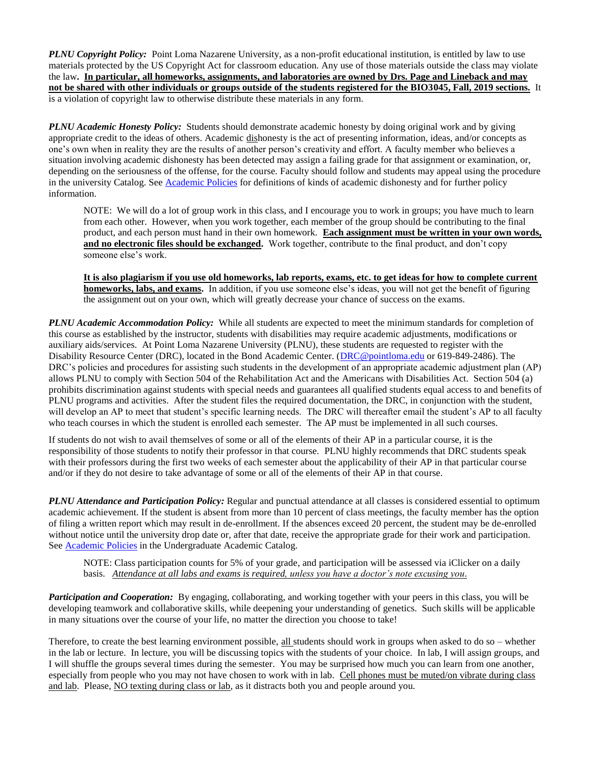***PLNU Copyright Policy:*** Point Loma Nazarene University, as a non-profit educational institution, is entitled by law to use materials protected by the US Copyright Act for classroom education. Any use of those materials outside the class may violate the law**.** **In particular, all homeworks, assignments, and laboratories are owned by Drs. Page and Lineback and may not be shared with other individuals or groups outside of the students registered for the BIO3045, Fall, 2019 sections.** It is a violation of copyright law to otherwise distribute these materials in any form.

***PLNU Academic Honesty Policy:*** Students should demonstrate academic honesty by doing original work and by giving appropriate credit to the ideas of others. Academic dishonesty is the act of presenting information, ideas, and/or concepts as one's own when in reality they are the results of another person's creativity and effort. A faculty member who believes a situation involving academic dishonesty has been detected may assign a failing grade for that assignment or examination, or, depending on the seriousness of the offense, for the course. Faculty should follow and students may appeal using the procedure in the university Catalog. See [Academic Policies] for definitions of kinds of academic dishonesty and for further policy information.

> NOTE: We will do a lot of group work in this class, and I encourage you to work in groups; you have much to learn from each other. However, when you work together, each member of the group should be contributing to the final product, and each person must hand in their own homework. **Each assignment must be written in your own words, and no electronic files should be exchanged.** Work together, contribute to the final product, and don't copy someone else's work.
>
> **It is also plagiarism if you use old homeworks, lab reports, exams, etc. to get ideas for how to complete current homeworks, labs, and exams.** In addition, if you use someone else's ideas, you will not get the benefit of figuring the assignment out on your own, which will greatly decrease your chance of success on the exams.

***PLNU Academic Accommodation Policy:*** While all students are expected to meet the minimum standards for completion of this course as established by the instructor, students with disabilities may require academic adjustments, modifications or auxiliary aids/services. At Point Loma Nazarene University (PLNU), these students are requested to register with the Disability Resource Center (DRC), located in the Bond Academic Center. (DRC@pointloma.edu or 619-849-2486). The DRC's policies and procedures for assisting such students in the development of an appropriate academic adjustment plan (AP) allows PLNU to comply with Section 504 of the Rehabilitation Act and the Americans with Disabilities Act. Section 504 (a) prohibits discrimination against students with special needs and guarantees all qualified students equal access to and benefits of PLNU programs and activities. After the student files the required documentation, the DRC, in conjunction with the student, will develop an AP to meet that student's specific learning needs. The DRC will thereafter email the student's AP to all faculty who teach courses in which the student is enrolled each semester. The AP must be implemented in all such courses.

If students do not wish to avail themselves of some or all of the elements of their AP in a particular course, it is the responsibility of those students to notify their professor in that course. PLNU highly recommends that DRC students speak with their professors during the first two weeks of each semester about the applicability of their AP in that particular course and/or if they do not desire to take advantage of some or all of the elements of their AP in that course.

***PLNU Attendance and Participation Policy:*** Regular and punctual attendance at all classes is considered essential to optimum academic achievement. If the student is absent from more than 10 percent of class meetings, the faculty member has the option of filing a written report which may result in de-enrollment. If the absences exceed 20 percent, the student may be de-enrolled without notice until the university drop date or, after that date, receive the appropriate grade for their work and participation. See [Academic Policies] in the Undergraduate Academic Catalog.

> NOTE: Class participation counts for 5% of your grade, and participation will be assessed via iClicker on a daily basis. *Attendance at all labs and exams is required, unless you have a doctor's note excusing you.*

***Participation and Cooperation:*** By engaging, collaborating, and working together with your peers in this class, you will be developing teamwork and collaborative skills, while deepening your understanding of genetics. Such skills will be applicable in many situations over the course of your life, no matter the direction you choose to take!

Therefore, to create the best learning environment possible, all students should work in groups when asked to do so – whether in the lab or lecture. In lecture, you will be discussing topics with the students of your choice. In lab, I will assign groups, and I will shuffle the groups several times during the semester. You may be surprised how much you can learn from one another, especially from people who you may not have chosen to work with in lab. Cell phones must be muted/on vibrate during class and lab. Please, NO texting during class or lab, as it distracts both you and people around you.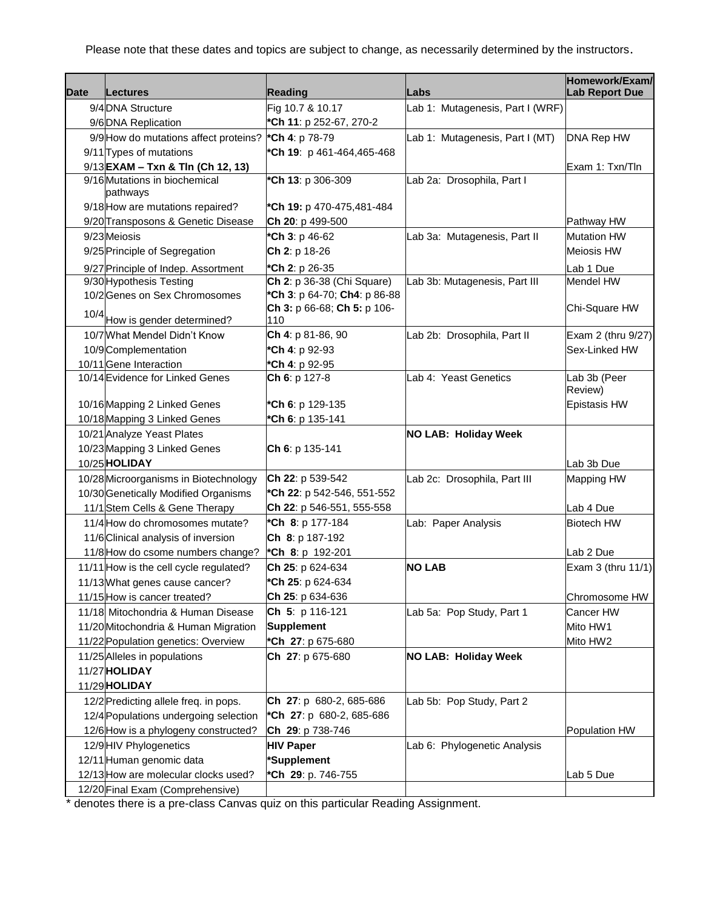Please note that these dates and topics are subject to change, as necessarily determined by the instructors.

| Date | Lectures | Reading | Labs | Homework/Exam/ Lab Report Due |
|---|---|---|---|---|
| 9/4 | DNA Structure | Fig 10.7 & 10.17 | Lab 1: Mutagenesis, Part I (WRF) | |
| 9/6 | DNA Replication | ***Ch 11**: p 252-67, 270-2 | | |
| 9/9 | How do mutations affect proteins? | ***Ch 4**: p 78-79 | Lab 1: Mutagenesis, Part I (MT) | DNA Rep HW |
| 9/11 | Types of mutations | ***Ch 19**: p 461-464,465-468 | | |
| 9/13 | **EXAM – Txn & Tln (Ch 12, 13)** | | | Exam 1: Txn/Tln |
| 9/16 | Mutations in biochemical pathways | ***Ch 13**: p 306-309 | Lab 2a: Drosophila, Part I | |
| 9/18 | How are mutations repaired? | ***Ch 19:** p 470-475,481-484 | | |
| 9/20 | Transposons & Genetic Disease | **Ch 20**: p 499-500 | | Pathway HW |
| 9/23 | Meiosis | ***Ch 3**: p 46-62 | Lab 3a: Mutagenesis, Part II | Mutation HW |
| 9/25 | Principle of Segregation | **Ch 2**: p 18-26 | | Meiosis HW |
| 9/27 | Principle of Indep. Assortment | ***Ch 2**: p 26-35 | | Lab 1 Due |
| 9/30 | Hypothesis Testing | **Ch 2**: p 36-38 (Chi Square) | Lab 3b: Mutagenesis, Part III | Mendel HW |
| 10/2 | Genes on Sex Chromosomes | ***Ch 3**: p 64-70; **Ch4**: p 86-88 | | |
| 10/4 | How is gender determined? | **Ch 3:** p 66-68; **Ch 5:** p 106-110 | | Chi-Square HW |
| 10/7 | What Mendel Didn't Know | **Ch 4**: p 81-86, 90 | Lab 2b: Drosophila, Part II | Exam 2 (thru 9/27) |
| 10/9 | Complementation | ***Ch 4**: p 92-93 | | Sex-Linked HW |
| 10/11 | Gene Interaction | ***Ch 4**: p 92-95 | | |
| 10/14 | Evidence for Linked Genes | **Ch 6**: p 127-8 | Lab 4: Yeast Genetics | Lab 3b (Peer Review) |
| 10/16 | Mapping 2 Linked Genes | ***Ch 6**: p 129-135 | | Epistasis HW |
| 10/18 | Mapping 3 Linked Genes | ***Ch 6**: p 135-141 | | |
| 10/21 | Analyze Yeast Plates | | **NO LAB: Holiday Week** | |
| 10/23 | Mapping 3 Linked Genes | **Ch 6**: p 135-141 | | |
| 10/25 | **HOLIDAY** | | | Lab 3b Due |
| 10/28 | Microorganisms in Biotechnology | **Ch 22**: p 539-542 | Lab 2c: Drosophila, Part III | Mapping HW |
| 10/30 | Genetically Modified Organisms | ***Ch 22**: p 542-546, 551-552 | | |
| 11/1 | Stem Cells & Gene Therapy | **Ch 22**: p 546-551, 555-558 | | Lab 4 Due |
| 11/4 | How do chromosomes mutate? | ***Ch 8**: p 177-184 | Lab: Paper Analysis | Biotech HW |
| 11/6 | Clinical analysis of inversion | **Ch 8**: p 187-192 | | |
| 11/8 | How do csome numbers change? | ***Ch 8**: p 192-201 | | Lab 2 Due |
| 11/11 | How is the cell cycle regulated? | **Ch 25**: p 624-634 | **NO LAB** | Exam 3 (thru 11/1) |
| 11/13 | What genes cause cancer? | ***Ch 25**: p 624-634 | | |
| 11/15 | How is cancer treated? | **Ch 25**: p 634-636 | | Chromosome HW |
| 11/18 | Mitochondria & Human Disease | **Ch 5**: p 116-121 | Lab 5a: Pop Study, Part 1 | Cancer HW |
| 11/20 | Mitochondria & Human Migration | **Supplement** | | Mito HW1 |
| 11/22 | Population genetics: Overview | ***Ch 27**: p 675-680 | | Mito HW2 |
| 11/25 | Alleles in populations | **Ch 27**: p 675-680 | **NO LAB: Holiday Week** | |
| 11/27 | **HOLIDAY** | | | |
| 11/29 | **HOLIDAY** | | | |
| 12/2 | Predicting allele freq. in pops. | **Ch 27**: p 680-2, 685-686 | Lab 5b: Pop Study, Part 2 | |
| 12/4 | Populations undergoing selection | ***Ch 27**: p 680-2, 685-686 | | |
| 12/6 | How is a phylogeny constructed? | **Ch 29**: p 738-746 | | Population HW |
| 12/9 | HIV Phylogenetics | **HIV Paper** | Lab 6: Phylogenetic Analysis | |
| 12/11 | Human genomic data | ***Supplement** | | |
| 12/13 | How are molecular clocks used? | ***Ch 29**: p. 746-755 | | Lab 5 Due |
| 12/20 | Final Exam (Comprehensive) | | | |

\* denotes there is a pre-class Canvas quiz on this particular Reading Assignment.